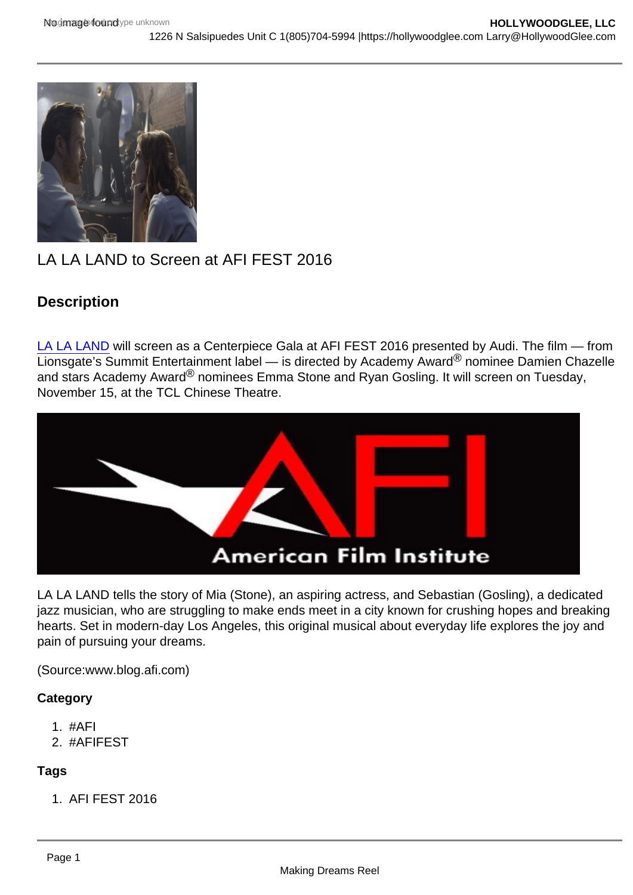LA LA LAND to Screen at AFI FEST 2016

## Description

LA LA LAND will screen as a Centerpiece Gala at AFI FEST 2016 presented by Audi. The film — from Lionsgate's Summit Entertainment label — is directed by Academy Award® nominee Damien Chazelle and stars Academy Award® nominees Emma Stone and Ryan Gosling. It will screen on Tuesday, November 15, at the TCL Chinese Theatre.

LA LA LAND tells the story of Mia (Stone), an aspiring actress, and Sebastian (Gosling), a dedicated jazz musician, who are struggling to make ends meet in a city known for crushing hopes and breaking hearts. Set in modern-day Los Angeles, this original musical about everyday life explores the joy and pain of pursuing your dreams.

(Source:www.blog.afi.com)

**Category**

1. #AFI
2. #AFIFEST

**Tags**

1. AFI FEST 2016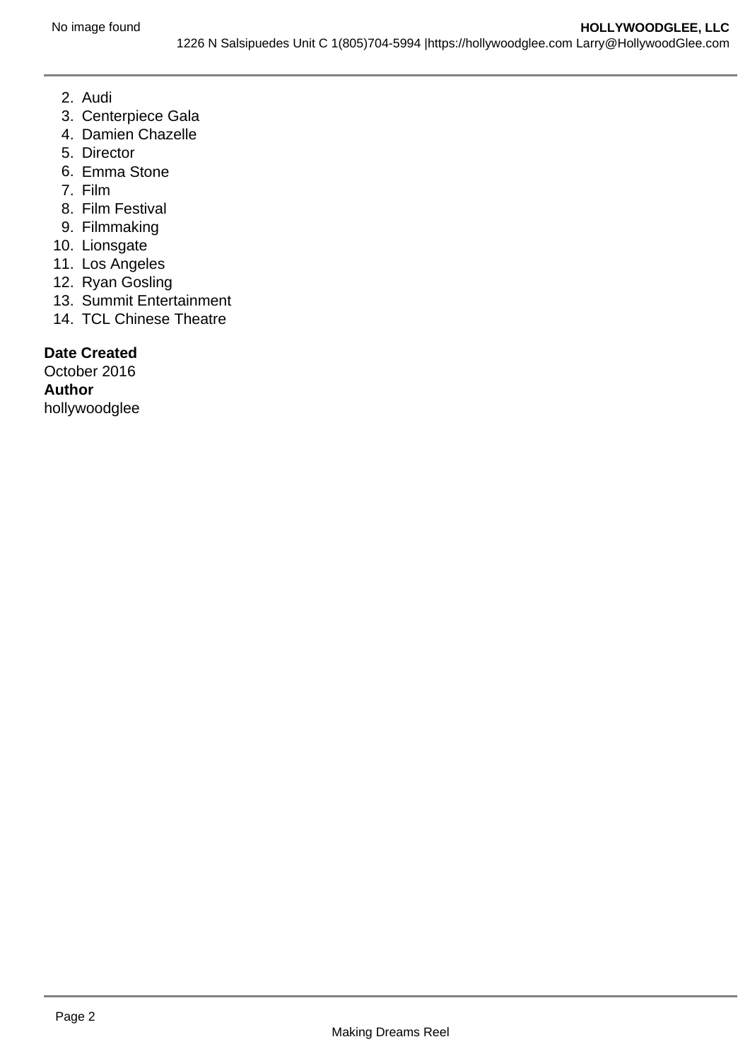2. Audi
3. Centerpiece Gala
4. Damien Chazelle
5. Director
6. Emma Stone
7. Film
8. Film Festival
9. Filmmaking
10. Lionsgate
11. Los Angeles
12. Ryan Gosling
13. Summit Entertainment
14. TCL Chinese Theatre

**Date Created**
October 2016
**Author**
hollywoodglee